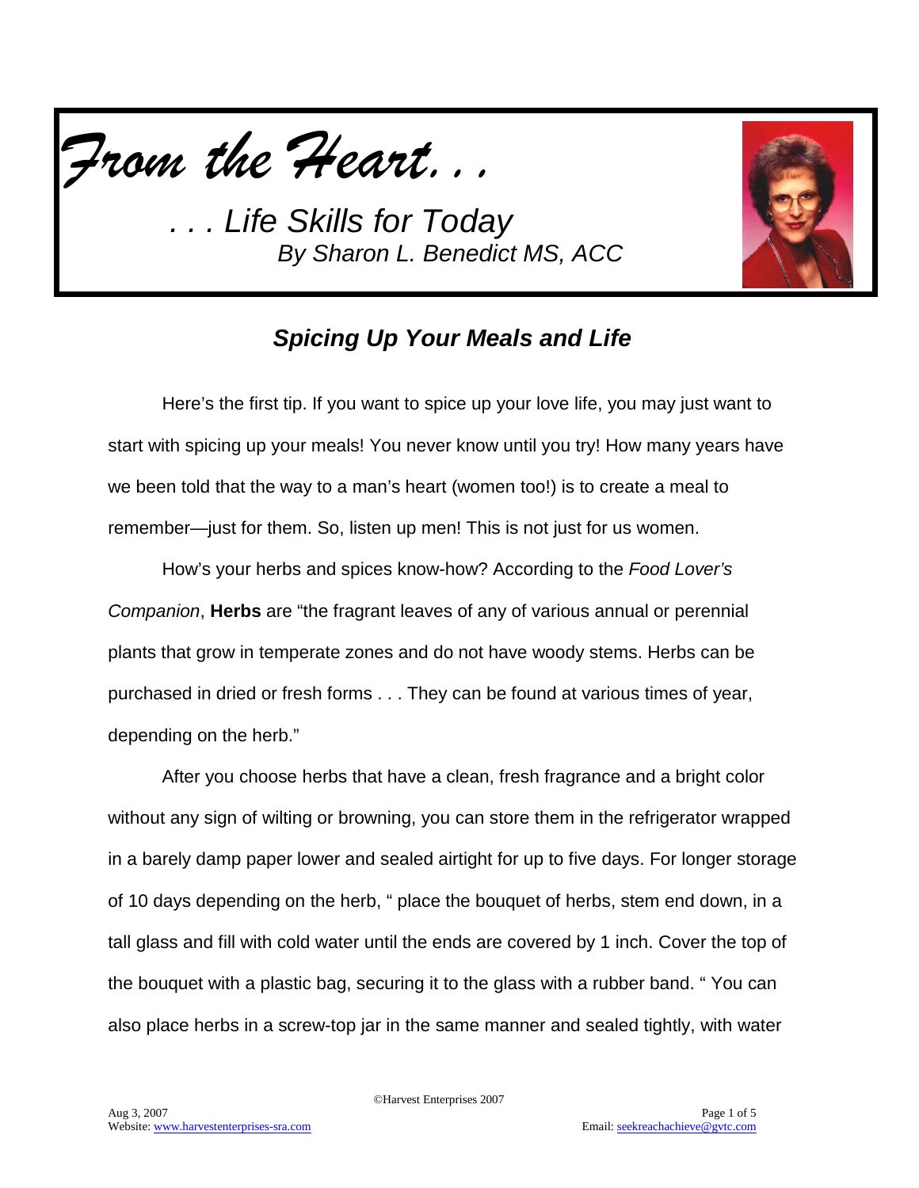*From the Heart. . .*

*. . . Life Skills for Today*

*By Sharon L. Benedict MS, ACC*

## *Spicing Up Your Meals and Life*

Here's the first tip. If you want to spice up your love life, you may just want to start with spicing up your meals! You never know until you try! How many years have we been told that the way to a man's heart (women too!) is to create a meal to remember—just for them. So, listen up men! This is not just for us women.

How's your herbs and spices know-how? According to the *Food Lover's Companion*, **Herbs** are "the fragrant leaves of any of various annual or perennial plants that grow in temperate zones and do not have woody stems. Herbs can be purchased in dried or fresh forms . . . They can be found at various times of year, depending on the herb."

After you choose herbs that have a clean, fresh fragrance and a bright color without any sign of wilting or browning, you can store them in the refrigerator wrapped in a barely damp paper lower and sealed airtight for up to five days. For longer storage of 10 days depending on the herb, " place the bouquet of herbs, stem end down, in a tall glass and fill with cold water until the ends are covered by 1 inch. Cover the top of the bouquet with a plastic bag, securing it to the glass with a rubber band. " You can also place herbs in a screw-top jar in the same manner and sealed tightly, with water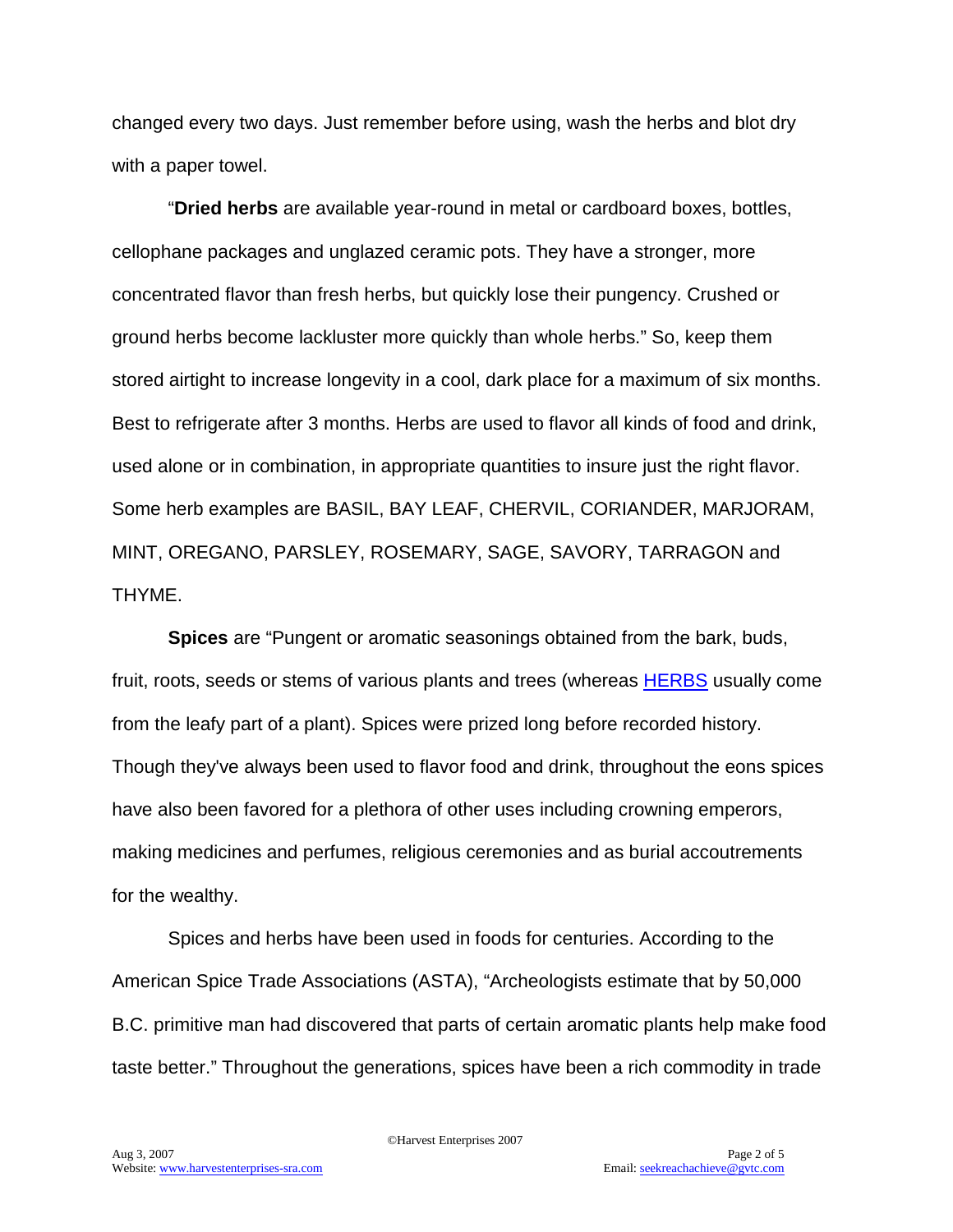changed every two days. Just remember before using, wash the herbs and blot dry with a paper towel.

"**Dried herbs** are available year-round in metal or cardboard boxes, bottles, cellophane packages and unglazed ceramic pots. They have a stronger, more concentrated flavor than fresh herbs, but quickly lose their pungency. Crushed or ground herbs become lackluster more quickly than whole herbs." So, keep them stored airtight to increase longevity in a cool, dark place for a maximum of six months. Best to refrigerate after 3 months. Herbs are used to flavor all kinds of food and drink, used alone or in combination, in appropriate quantities to insure just the right flavor. Some herb examples are BASIL, BAY LEAF, CHERVIL, CORIANDER, MARJORAM, MINT, OREGANO, PARSLEY, ROSEMARY, SAGE, SAVORY, TARRAGON and THYME.

**Spices** are "Pungent or aromatic seasonings obtained from the bark, buds, fruit, roots, seeds or stems of various plants and trees (whereas HERBS usually come from the leafy part of a plant). Spices were prized long before recorded history. Though they've always been used to flavor food and drink, throughout the eons spices have also been favored for a plethora of other uses including crowning emperors, making medicines and perfumes, religious ceremonies and as burial accoutrements for the wealthy.

Spices and herbs have been used in foods for centuries. According to the American Spice Trade Associations (ASTA), "Archeologists estimate that by 50,000 B.C. primitive man had discovered that parts of certain aromatic plants help make food taste better." Throughout the generations, spices have been a rich commodity in trade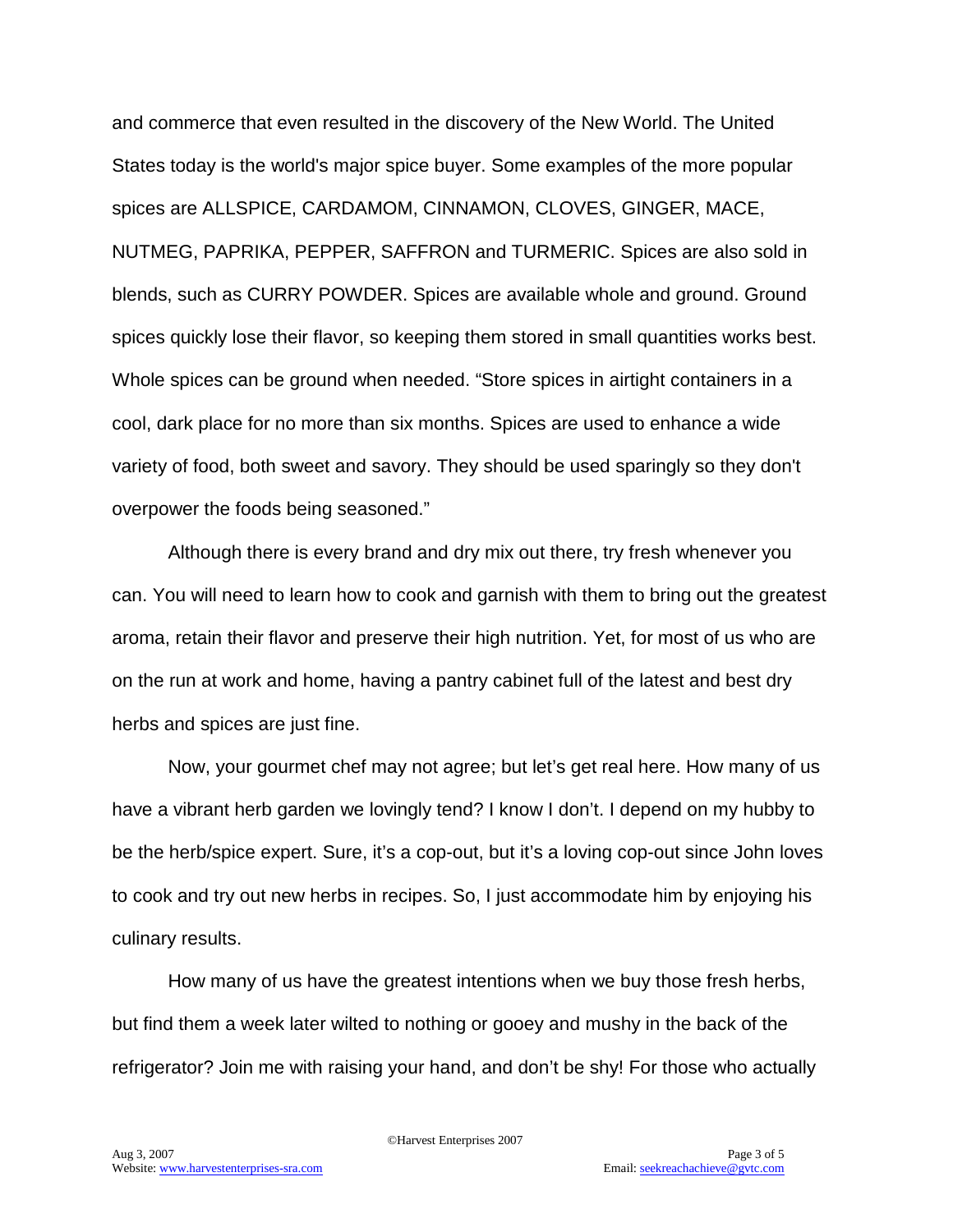and commerce that even resulted in the discovery of the New World. The United States today is the world's major spice buyer. Some examples of the more popular spices are ALLSPICE, CARDAMOM, CINNAMON, CLOVES, GINGER, MACE, NUTMEG, PAPRIKA, PEPPER, SAFFRON and TURMERIC. Spices are also sold in blends, such as CURRY POWDER. Spices are available whole and ground. Ground spices quickly lose their flavor, so keeping them stored in small quantities works best. Whole spices can be ground when needed. "Store spices in airtight containers in a cool, dark place for no more than six months. Spices are used to enhance a wide variety of food, both sweet and savory. They should be used sparingly so they don't overpower the foods being seasoned."

Although there is every brand and dry mix out there, try fresh whenever you can. You will need to learn how to cook and garnish with them to bring out the greatest aroma, retain their flavor and preserve their high nutrition. Yet, for most of us who are on the run at work and home, having a pantry cabinet full of the latest and best dry herbs and spices are just fine.

Now, your gourmet chef may not agree; but let's get real here. How many of us have a vibrant herb garden we lovingly tend? I know I don't. I depend on my hubby to be the herb/spice expert. Sure, it's a cop-out, but it's a loving cop-out since John loves to cook and try out new herbs in recipes. So, I just accommodate him by enjoying his culinary results.

How many of us have the greatest intentions when we buy those fresh herbs, but find them a week later wilted to nothing or gooey and mushy in the back of the refrigerator? Join me with raising your hand, and don't be shy! For those who actually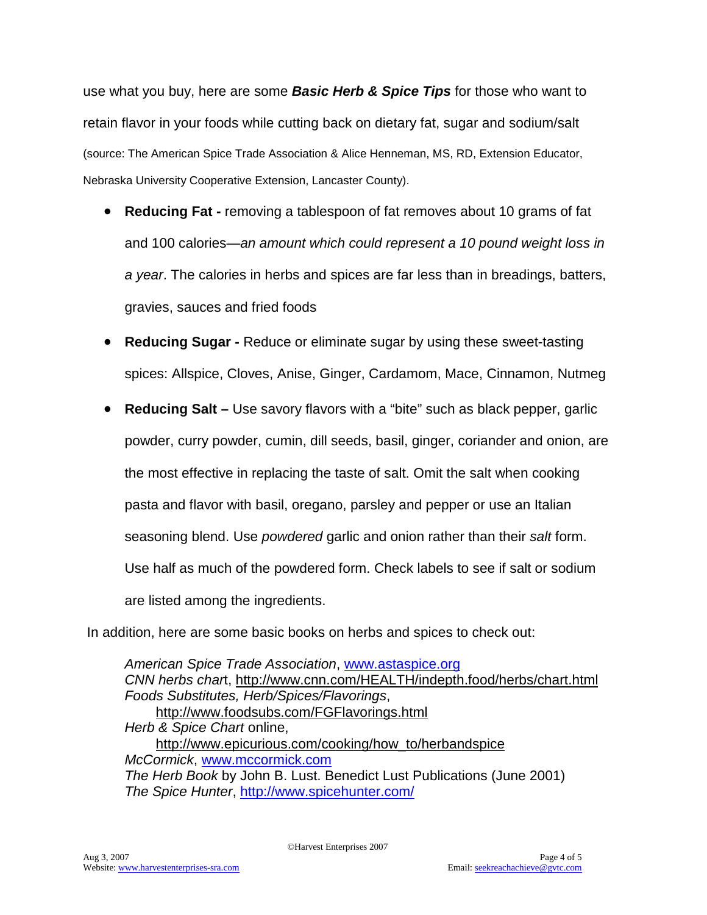use what you buy, here are some ***Basic Herb & Spice Tips*** for those who want to retain flavor in your foods while cutting back on dietary fat, sugar and sodium/salt (source: The American Spice Trade Association & Alice Henneman, MS, RD, Extension Educator, Nebraska University Cooperative Extension, Lancaster County).

- **Reducing Fat -** removing a tablespoon of fat removes about 10 grams of fat and 100 calories—*an amount which could represent a 10 pound weight loss in a year*. The calories in herbs and spices are far less than in breadings, batters, gravies, sauces and fried foods
- **Reducing Sugar -** Reduce or eliminate sugar by using these sweet-tasting spices: Allspice, Cloves, Anise, Ginger, Cardamom, Mace, Cinnamon, Nutmeg
- **Reducing Salt –** Use savory flavors with a "bite" such as black pepper, garlic powder, curry powder, cumin, dill seeds, basil, ginger, coriander and onion, are the most effective in replacing the taste of salt. Omit the salt when cooking pasta and flavor with basil, oregano, parsley and pepper or use an Italian seasoning blend. Use *powdered* garlic and onion rather than their *salt* form. Use half as much of the powdered form. Check labels to see if salt or sodium are listed among the ingredients.

In addition, here are some basic books on herbs and spices to check out:

*American Spice Trade Association*, www.astaspice.org
*CNN herbs char*t, http://www.cnn.com/HEALTH/indepth.food/herbs/chart.html
*Foods Substitutes, Herb/Spices/Flavorings*,
http://www.foodsubs.com/FGFlavorings.html
*Herb & Spice Chart* online,
http://www.epicurious.com/cooking/how_to/herbandspice
*McCormick*, www.mccormick.com
*The Herb Book* by John B. Lust. Benedict Lust Publications (June 2001)
*The Spice Hunter*, http://www.spicehunter.com/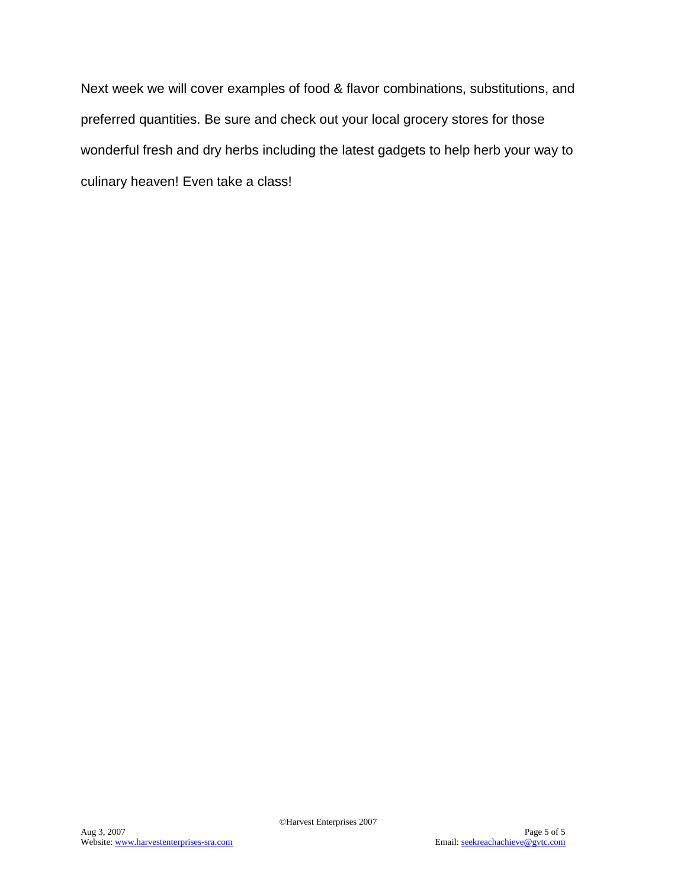Next week we will cover examples of food & flavor combinations, substitutions, and preferred quantities. Be sure and check out your local grocery stores for those wonderful fresh and dry herbs including the latest gadgets to help herb your way to culinary heaven! Even take a class!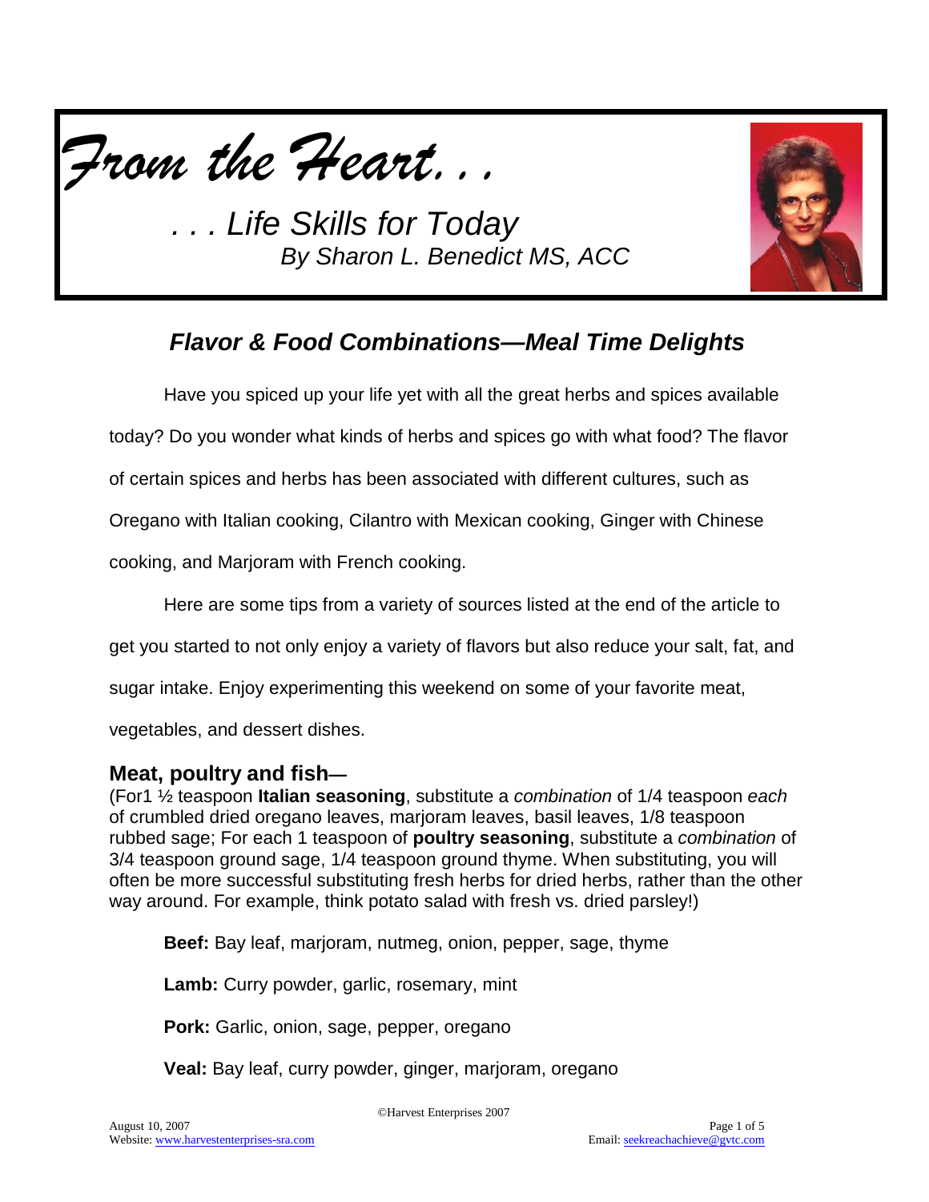# *From the Heart. . .*

*. . . Life Skills for Today*
*By Sharon L. Benedict MS, ACC*

## *Flavor & Food Combinations—Meal Time Delights*

Have you spiced up your life yet with all the great herbs and spices available today? Do you wonder what kinds of herbs and spices go with what food? The flavor of certain spices and herbs has been associated with different cultures, such as Oregano with Italian cooking, Cilantro with Mexican cooking, Ginger with Chinese cooking, and Marjoram with French cooking.

Here are some tips from a variety of sources listed at the end of the article to get you started to not only enjoy a variety of flavors but also reduce your salt, fat, and sugar intake. Enjoy experimenting this weekend on some of your favorite meat, vegetables, and dessert dishes.

### Meat, poultry and fish—

(For1 ½ teaspoon **Italian seasoning**, substitute a *combination* of 1/4 teaspoon *each* of crumbled dried oregano leaves, marjoram leaves, basil leaves, 1/8 teaspoon rubbed sage; For each 1 teaspoon of **poultry seasoning**, substitute a *combination* of 3/4 teaspoon ground sage, 1/4 teaspoon ground thyme. When substituting, you will often be more successful substituting fresh herbs for dried herbs, rather than the other way around. For example, think potato salad with fresh vs. dried parsley!)

**Beef:** Bay leaf, marjoram, nutmeg, onion, pepper, sage, thyme

**Lamb:** Curry powder, garlic, rosemary, mint

**Pork:** Garlic, onion, sage, pepper, oregano

**Veal:** Bay leaf, curry powder, ginger, marjoram, oregano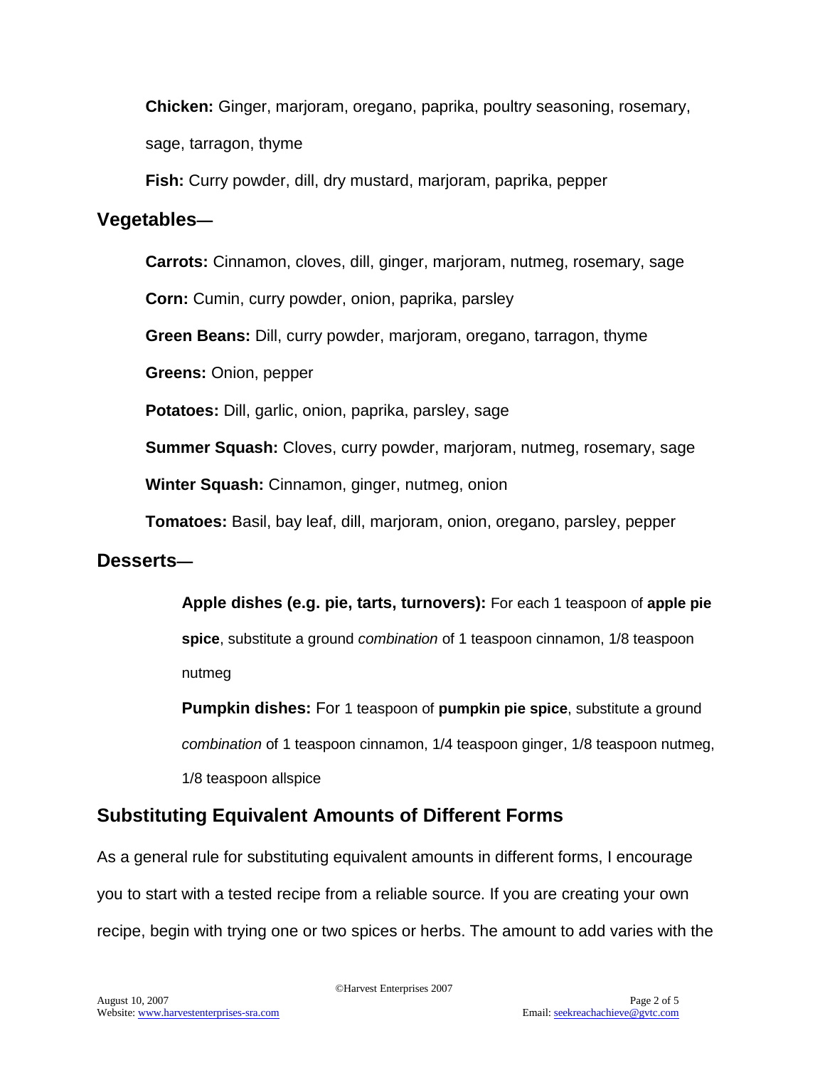**Chicken:** Ginger, marjoram, oregano, paprika, poultry seasoning, rosemary, sage, tarragon, thyme

**Fish:** Curry powder, dill, dry mustard, marjoram, paprika, pepper

## Vegetables—

**Carrots:** Cinnamon, cloves, dill, ginger, marjoram, nutmeg, rosemary, sage

**Corn:** Cumin, curry powder, onion, paprika, parsley

**Green Beans:** Dill, curry powder, marjoram, oregano, tarragon, thyme

**Greens:** Onion, pepper

**Potatoes:** Dill, garlic, onion, paprika, parsley, sage

**Summer Squash:** Cloves, curry powder, marjoram, nutmeg, rosemary, sage

**Winter Squash:** Cinnamon, ginger, nutmeg, onion

**Tomatoes:** Basil, bay leaf, dill, marjoram, onion, oregano, parsley, pepper

## Desserts—

**Apple dishes (e.g. pie, tarts, turnovers):** For each 1 teaspoon of **apple pie spice**, substitute a ground *combination* of 1 teaspoon cinnamon, 1/8 teaspoon nutmeg

**Pumpkin dishes:** For 1 teaspoon of **pumpkin pie spice**, substitute a ground *combination* of 1 teaspoon cinnamon, 1/4 teaspoon ginger, 1/8 teaspoon nutmeg, 1/8 teaspoon allspice

## Substituting Equivalent Amounts of Different Forms

As a general rule for substituting equivalent amounts in different forms, I encourage you to start with a tested recipe from a reliable source. If you are creating your own recipe, begin with trying one or two spices or herbs. The amount to add varies with the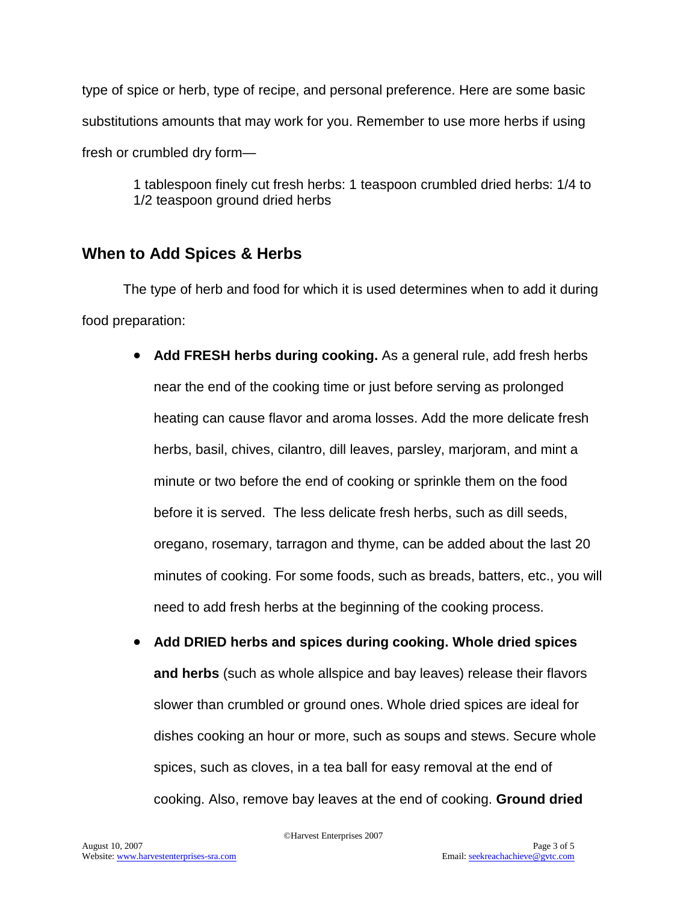type of spice or herb, type of recipe, and personal preference. Here are some basic substitutions amounts that may work for you. Remember to use more herbs if using fresh or crumbled dry form—

> 1 tablespoon finely cut fresh herbs: 1 teaspoon crumbled dried herbs: 1/4 to 1/2 teaspoon ground dried herbs

## When to Add Spices & Herbs

The type of herb and food for which it is used determines when to add it during food preparation:

- **Add FRESH herbs during cooking.** As a general rule, add fresh herbs near the end of the cooking time or just before serving as prolonged heating can cause flavor and aroma losses. Add the more delicate fresh herbs, basil, chives, cilantro, dill leaves, parsley, marjoram, and mint a minute or two before the end of cooking or sprinkle them on the food before it is served. The less delicate fresh herbs, such as dill seeds, oregano, rosemary, tarragon and thyme, can be added about the last 20 minutes of cooking. For some foods, such as breads, batters, etc., you will need to add fresh herbs at the beginning of the cooking process.
- **Add DRIED herbs and spices during cooking. Whole dried spices and herbs** (such as whole allspice and bay leaves) release their flavors slower than crumbled or ground ones. Whole dried spices are ideal for dishes cooking an hour or more, such as soups and stews. Secure whole spices, such as cloves, in a tea ball for easy removal at the end of cooking. Also, remove bay leaves at the end of cooking. **Ground dried**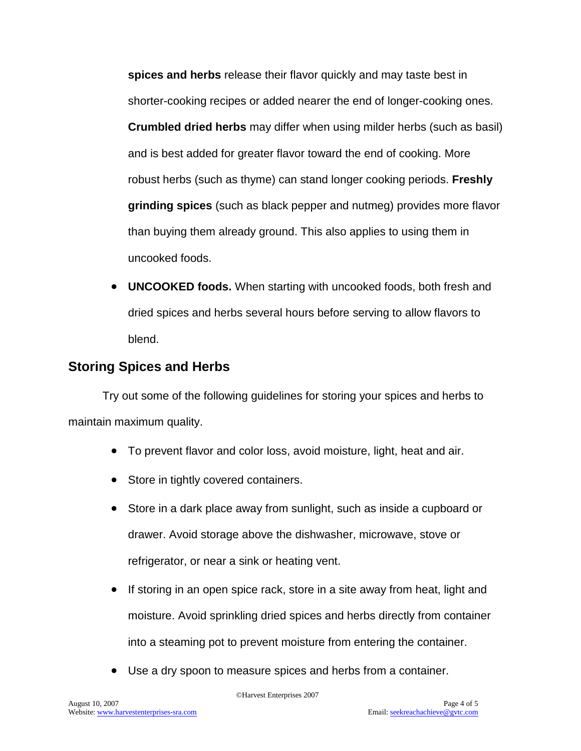**spices and herbs** release their flavor quickly and may taste best in shorter-cooking recipes or added nearer the end of longer-cooking ones. **Crumbled dried herbs** may differ when using milder herbs (such as basil) and is best added for greater flavor toward the end of cooking. More robust herbs (such as thyme) can stand longer cooking periods. **Freshly grinding spices** (such as black pepper and nutmeg) provides more flavor than buying them already ground. This also applies to using them in uncooked foods.

- **UNCOOKED foods.** When starting with uncooked foods, both fresh and dried spices and herbs several hours before serving to allow flavors to blend.

## Storing Spices and Herbs

Try out some of the following guidelines for storing your spices and herbs to maintain maximum quality.

- To prevent flavor and color loss, avoid moisture, light, heat and air.
- Store in tightly covered containers.
- Store in a dark place away from sunlight, such as inside a cupboard or drawer. Avoid storage above the dishwasher, microwave, stove or refrigerator, or near a sink or heating vent.
- If storing in an open spice rack, store in a site away from heat, light and moisture. Avoid sprinkling dried spices and herbs directly from container into a steaming pot to prevent moisture from entering the container.
- Use a dry spoon to measure spices and herbs from a container.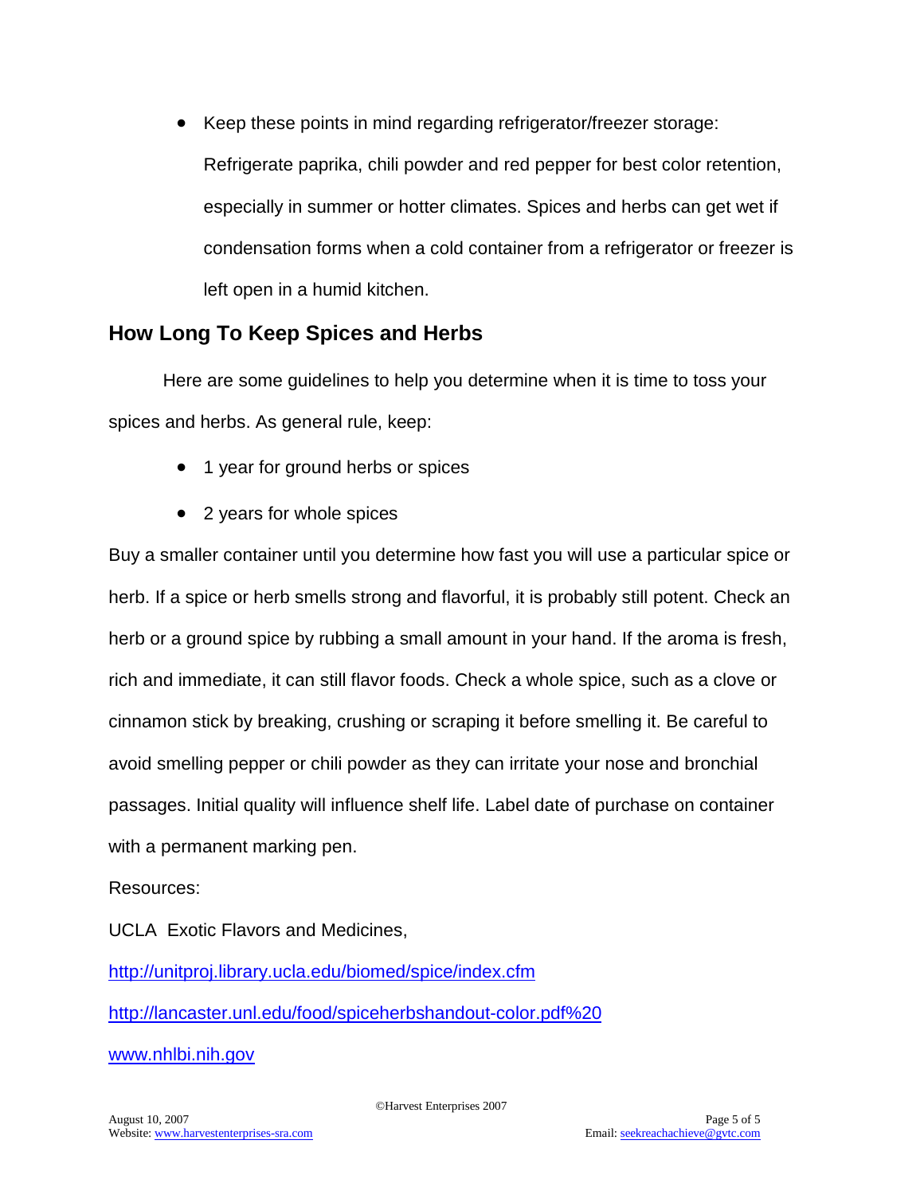- Keep these points in mind regarding refrigerator/freezer storage: Refrigerate paprika, chili powder and red pepper for best color retention, especially in summer or hotter climates. Spices and herbs can get wet if condensation forms when a cold container from a refrigerator or freezer is left open in a humid kitchen.

## How Long To Keep Spices and Herbs

Here are some guidelines to help you determine when it is time to toss your spices and herbs. As general rule, keep:

- 1 year for ground herbs or spices
- 2 years for whole spices

Buy a smaller container until you determine how fast you will use a particular spice or herb. If a spice or herb smells strong and flavorful, it is probably still potent. Check an herb or a ground spice by rubbing a small amount in your hand. If the aroma is fresh, rich and immediate, it can still flavor foods. Check a whole spice, such as a clove or cinnamon stick by breaking, crushing or scraping it before smelling it. Be careful to avoid smelling pepper or chili powder as they can irritate your nose and bronchial passages. Initial quality will influence shelf life. Label date of purchase on container with a permanent marking pen.

Resources:

UCLA Exotic Flavors and Medicines,

http://unitproj.library.ucla.edu/biomed/spice/index.cfm

http://lancaster.unl.edu/food/spiceherbshandout-color.pdf%20

www.nhlbi.nih.gov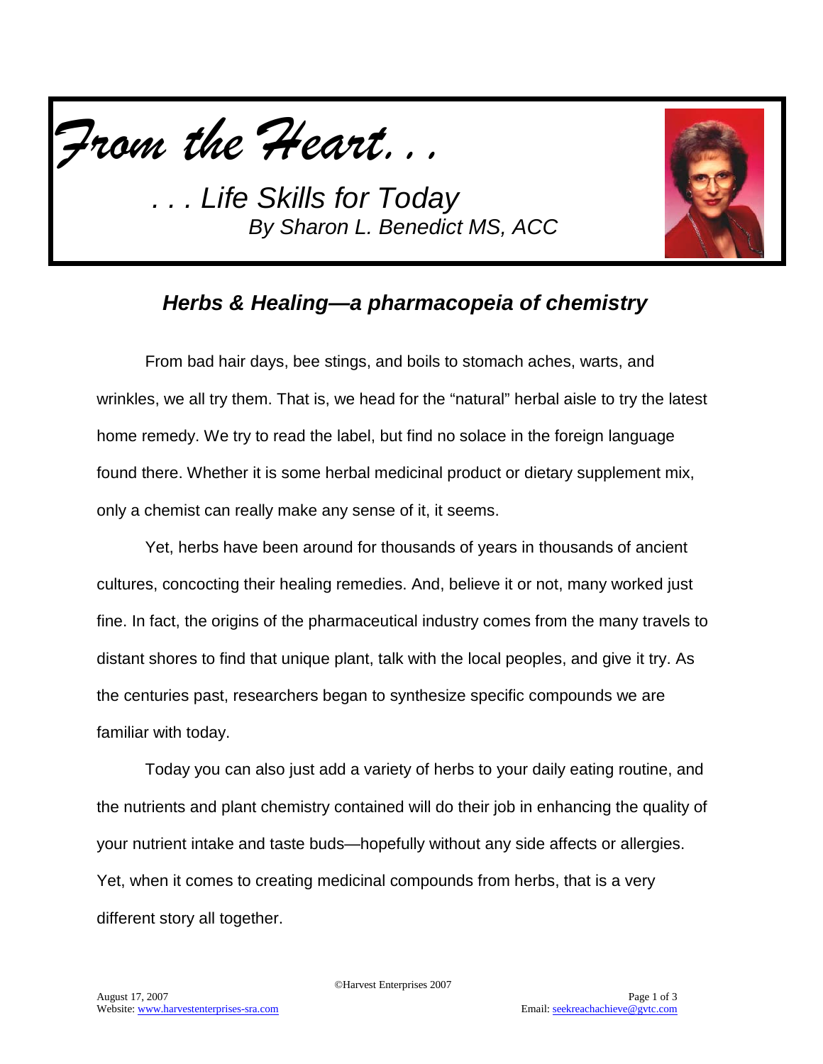*From the Heart. . .*

*. . . Life Skills for Today*

*By Sharon L. Benedict MS, ACC*

## ***Herbs & Healing—a pharmacopeia of chemistry***

From bad hair days, bee stings, and boils to stomach aches, warts, and wrinkles, we all try them. That is, we head for the "natural" herbal aisle to try the latest home remedy. We try to read the label, but find no solace in the foreign language found there. Whether it is some herbal medicinal product or dietary supplement mix, only a chemist can really make any sense of it, it seems.

Yet, herbs have been around for thousands of years in thousands of ancient cultures, concocting their healing remedies. And, believe it or not, many worked just fine. In fact, the origins of the pharmaceutical industry comes from the many travels to distant shores to find that unique plant, talk with the local peoples, and give it try. As the centuries past, researchers began to synthesize specific compounds we are familiar with today.

Today you can also just add a variety of herbs to your daily eating routine, and the nutrients and plant chemistry contained will do their job in enhancing the quality of your nutrient intake and taste buds—hopefully without any side affects or allergies. Yet, when it comes to creating medicinal compounds from herbs, that is a very different story all together.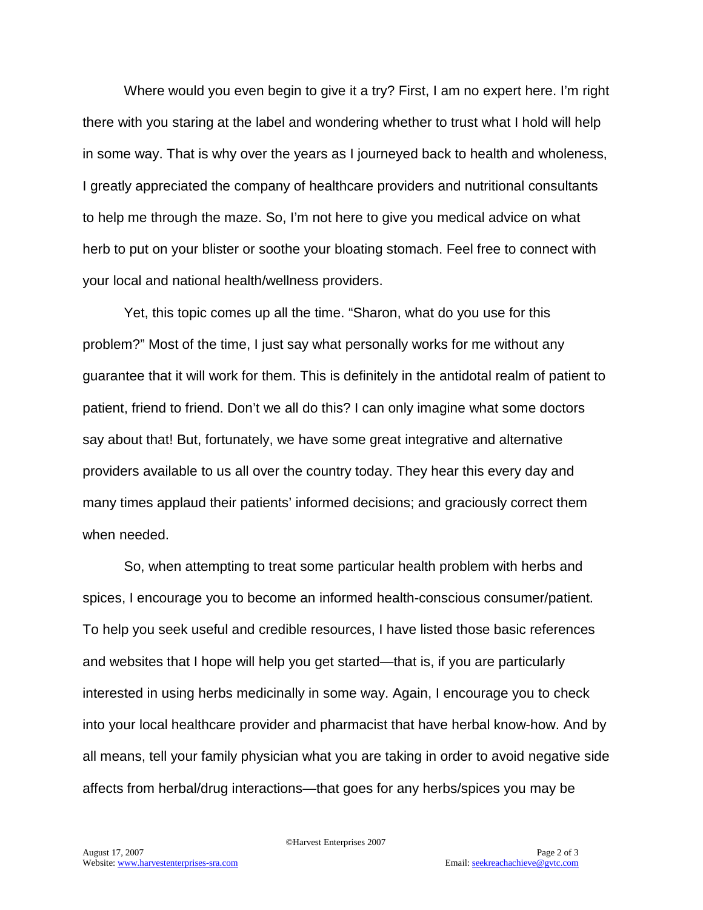Where would you even begin to give it a try? First, I am no expert here. I'm right there with you staring at the label and wondering whether to trust what I hold will help in some way. That is why over the years as I journeyed back to health and wholeness, I greatly appreciated the company of healthcare providers and nutritional consultants to help me through the maze. So, I'm not here to give you medical advice on what herb to put on your blister or soothe your bloating stomach. Feel free to connect with your local and national health/wellness providers.

Yet, this topic comes up all the time. "Sharon, what do you use for this problem?" Most of the time, I just say what personally works for me without any guarantee that it will work for them. This is definitely in the antidotal realm of patient to patient, friend to friend. Don't we all do this? I can only imagine what some doctors say about that! But, fortunately, we have some great integrative and alternative providers available to us all over the country today. They hear this every day and many times applaud their patients' informed decisions; and graciously correct them when needed.

So, when attempting to treat some particular health problem with herbs and spices, I encourage you to become an informed health-conscious consumer/patient. To help you seek useful and credible resources, I have listed those basic references and websites that I hope will help you get started—that is, if you are particularly interested in using herbs medicinally in some way. Again, I encourage you to check into your local healthcare provider and pharmacist that have herbal know-how. And by all means, tell your family physician what you are taking in order to avoid negative side affects from herbal/drug interactions—that goes for any herbs/spices you may be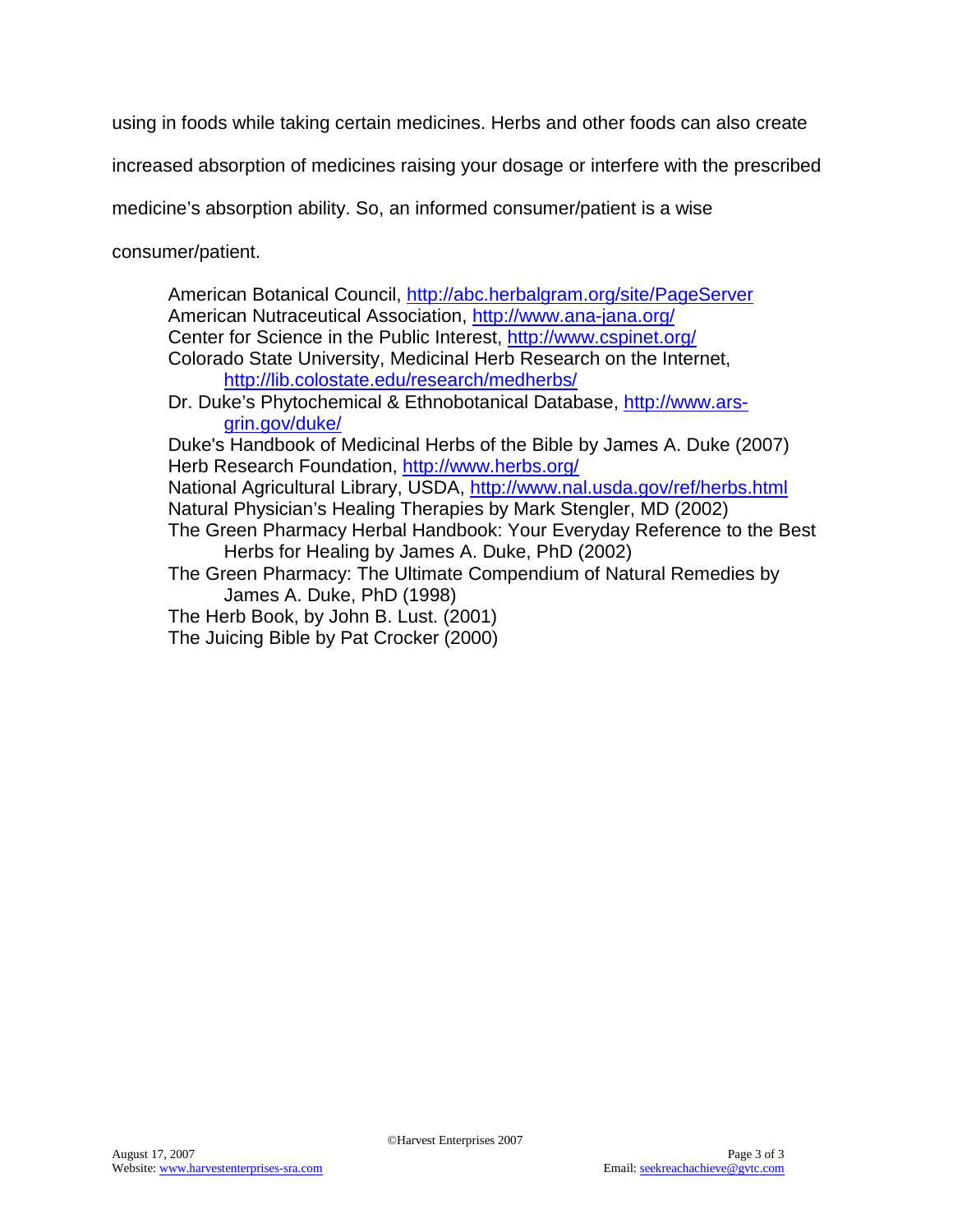using in foods while taking certain medicines. Herbs and other foods can also create increased absorption of medicines raising your dosage or interfere with the prescribed medicine's absorption ability. So, an informed consumer/patient is a wise consumer/patient.

American Botanical Council, http://abc.herbalgram.org/site/PageServer  
American Nutraceutical Association, http://www.ana-jana.org/  
Center for Science in the Public Interest, http://www.cspinet.org/  
Colorado State University, Medicinal Herb Research on the Internet, http://lib.colostate.edu/research/medherbs/  
Dr. Duke's Phytochemical & Ethnobotanical Database, http://www.ars-grin.gov/duke/  
Duke's Handbook of Medicinal Herbs of the Bible by James A. Duke (2007)  
Herb Research Foundation, http://www.herbs.org/  
National Agricultural Library, USDA, http://www.nal.usda.gov/ref/herbs.html  
Natural Physician's Healing Therapies by Mark Stengler, MD (2002)  
The Green Pharmacy Herbal Handbook: Your Everyday Reference to the Best Herbs for Healing by James A. Duke, PhD (2002)  
The Green Pharmacy: The Ultimate Compendium of Natural Remedies by James A. Duke, PhD (1998)  
The Herb Book, by John B. Lust. (2001)  
The Juicing Bible by Pat Crocker (2000)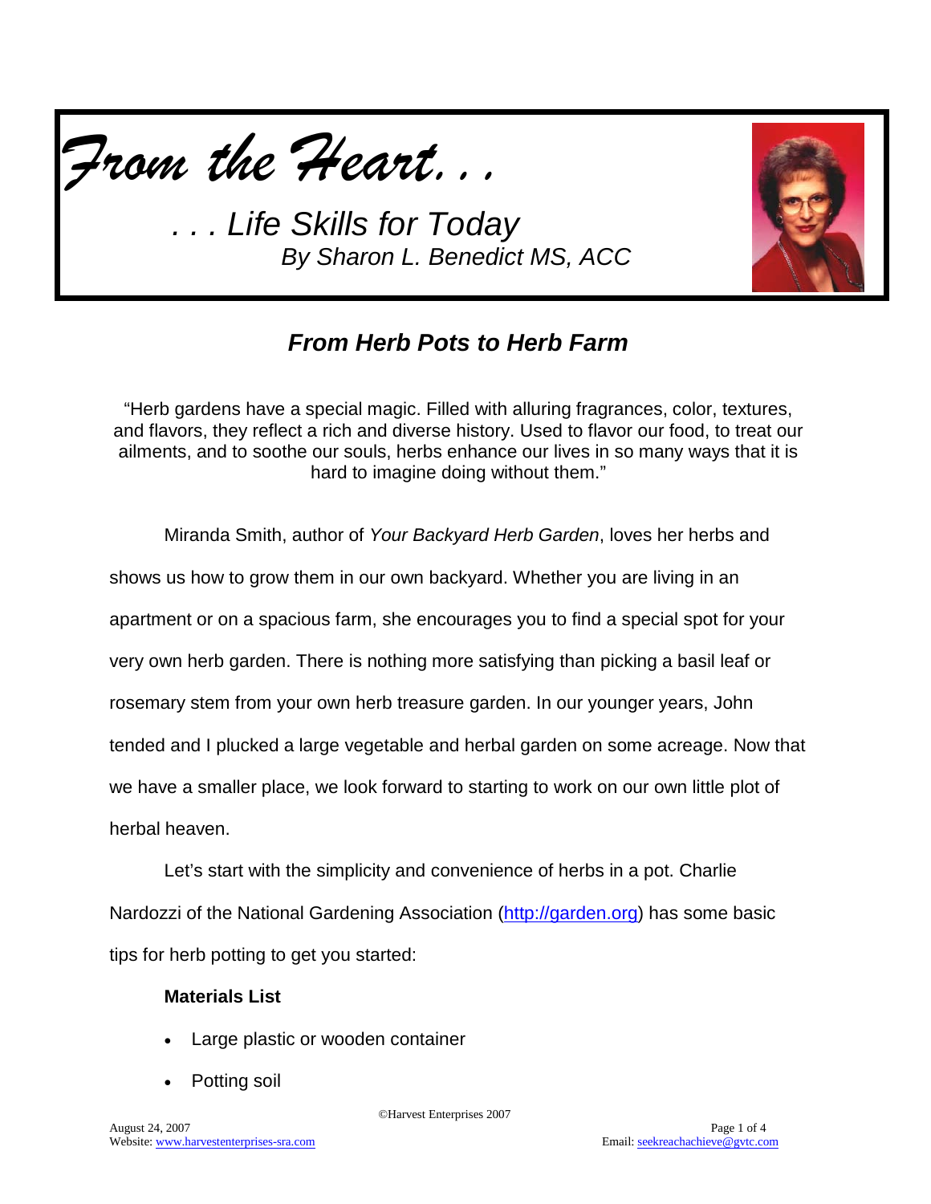# *From the Heart. . .*

## *. . . Life Skills for Today*

*By Sharon L. Benedict MS, ACC*

### ***From Herb Pots to Herb Farm***

"Herb gardens have a special magic. Filled with alluring fragrances, color, textures, and flavors, they reflect a rich and diverse history. Used to flavor our food, to treat our ailments, and to soothe our souls, herbs enhance our lives in so many ways that it is hard to imagine doing without them."

Miranda Smith, author of *Your Backyard Herb Garden*, loves her herbs and shows us how to grow them in our own backyard. Whether you are living in an apartment or on a spacious farm, she encourages you to find a special spot for your very own herb garden. There is nothing more satisfying than picking a basil leaf or rosemary stem from your own herb treasure garden. In our younger years, John tended and I plucked a large vegetable and herbal garden on some acreage. Now that we have a smaller place, we look forward to starting to work on our own little plot of herbal heaven.

Let's start with the simplicity and convenience of herbs in a pot. Charlie Nardozzi of the National Gardening Association (http://garden.org) has some basic tips for herb potting to get you started:

**Materials List**

- Large plastic or wooden container
- Potting soil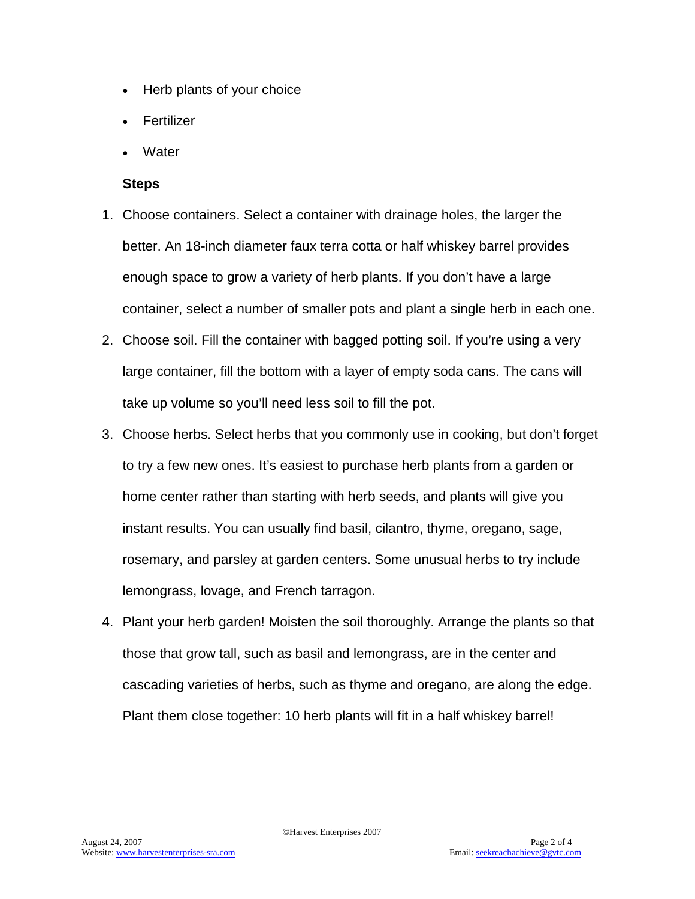- Herb plants of your choice
- Fertilizer
- Water

**Steps**

1. Choose containers. Select a container with drainage holes, the larger the better. An 18-inch diameter faux terra cotta or half whiskey barrel provides enough space to grow a variety of herb plants. If you don't have a large container, select a number of smaller pots and plant a single herb in each one.
2. Choose soil. Fill the container with bagged potting soil. If you're using a very large container, fill the bottom with a layer of empty soda cans. The cans will take up volume so you'll need less soil to fill the pot.
3. Choose herbs. Select herbs that you commonly use in cooking, but don't forget to try a few new ones. It's easiest to purchase herb plants from a garden or home center rather than starting with herb seeds, and plants will give you instant results. You can usually find basil, cilantro, thyme, oregano, sage, rosemary, and parsley at garden centers. Some unusual herbs to try include lemongrass, lovage, and French tarragon.
4. Plant your herb garden! Moisten the soil thoroughly. Arrange the plants so that those that grow tall, such as basil and lemongrass, are in the center and cascading varieties of herbs, such as thyme and oregano, are along the edge. Plant them close together: 10 herb plants will fit in a half whiskey barrel!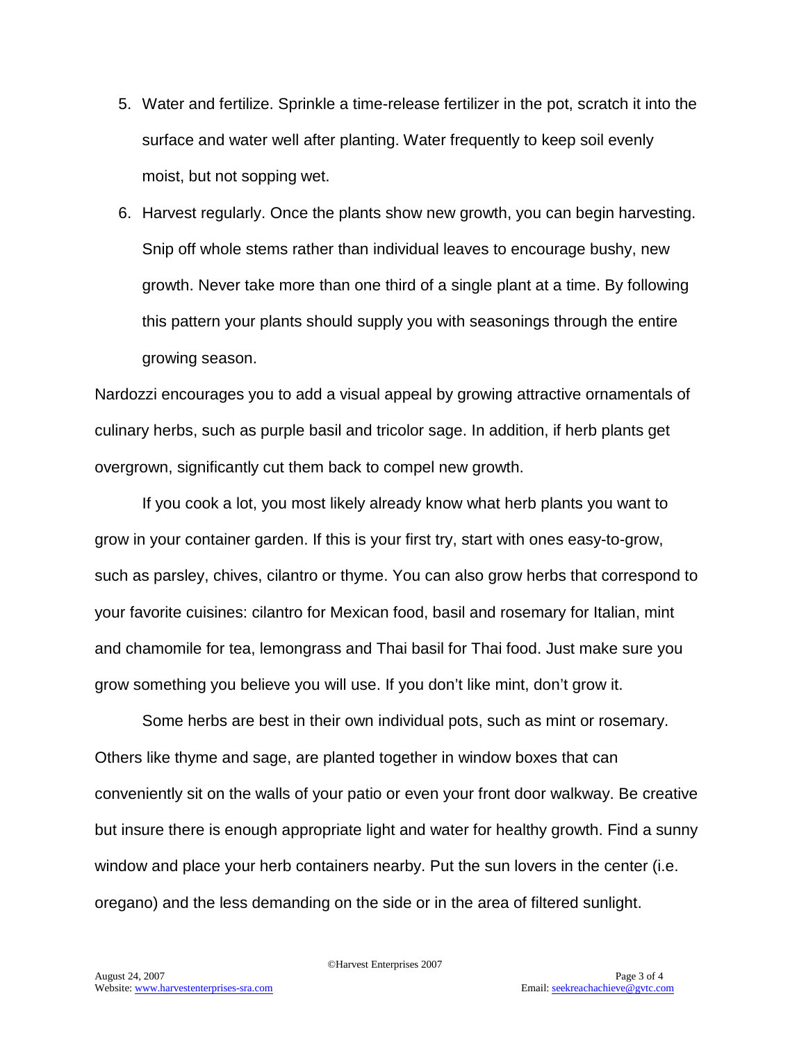5. Water and fertilize. Sprinkle a time-release fertilizer in the pot, scratch it into the surface and water well after planting. Water frequently to keep soil evenly moist, but not sopping wet.
6. Harvest regularly. Once the plants show new growth, you can begin harvesting. Snip off whole stems rather than individual leaves to encourage bushy, new growth. Never take more than one third of a single plant at a time. By following this pattern your plants should supply you with seasonings through the entire growing season.

Nardozzi encourages you to add a visual appeal by growing attractive ornamentals of culinary herbs, such as purple basil and tricolor sage. In addition, if herb plants get overgrown, significantly cut them back to compel new growth.

If you cook a lot, you most likely already know what herb plants you want to grow in your container garden. If this is your first try, start with ones easy-to-grow, such as parsley, chives, cilantro or thyme. You can also grow herbs that correspond to your favorite cuisines: cilantro for Mexican food, basil and rosemary for Italian, mint and chamomile for tea, lemongrass and Thai basil for Thai food. Just make sure you grow something you believe you will use. If you don't like mint, don't grow it.

Some herbs are best in their own individual pots, such as mint or rosemary. Others like thyme and sage, are planted together in window boxes that can conveniently sit on the walls of your patio or even your front door walkway. Be creative but insure there is enough appropriate light and water for healthy growth. Find a sunny window and place your herb containers nearby. Put the sun lovers in the center (i.e. oregano) and the less demanding on the side or in the area of filtered sunlight.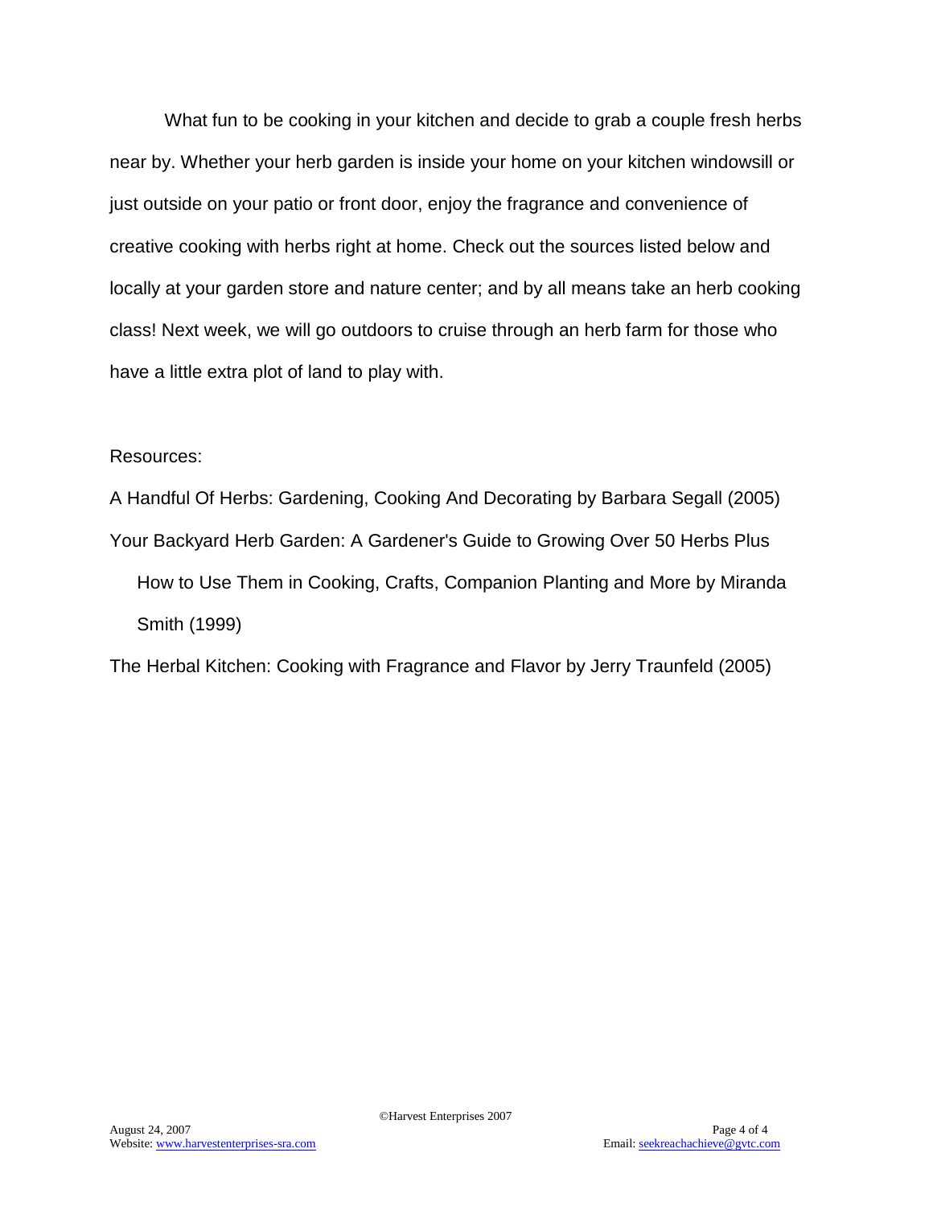What fun to be cooking in your kitchen and decide to grab a couple fresh herbs near by. Whether your herb garden is inside your home on your kitchen windowsill or just outside on your patio or front door, enjoy the fragrance and convenience of creative cooking with herbs right at home. Check out the sources listed below and locally at your garden store and nature center; and by all means take an herb cooking class! Next week, we will go outdoors to cruise through an herb farm for those who have a little extra plot of land to play with.

Resources:

A Handful Of Herbs: Gardening, Cooking And Decorating by Barbara Segall (2005)

Your Backyard Herb Garden: A Gardener's Guide to Growing Over 50 Herbs Plus How to Use Them in Cooking, Crafts, Companion Planting and More by Miranda Smith (1999)

The Herbal Kitchen: Cooking with Fragrance and Flavor by Jerry Traunfeld (2005)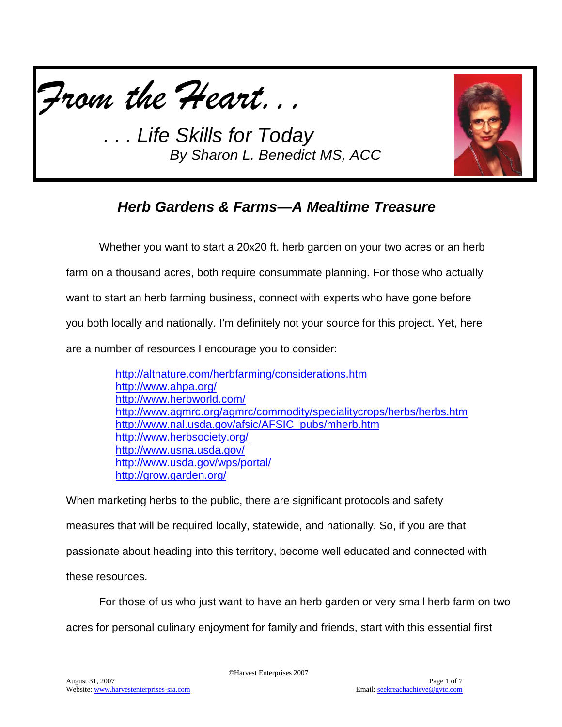*From the Heart. . .*

*. . . Life Skills for Today*
*By Sharon L. Benedict MS, ACC*

## *Herb Gardens & Farms—A Mealtime Treasure*

Whether you want to start a 20x20 ft. herb garden on your two acres or an herb farm on a thousand acres, both require consummate planning. For those who actually want to start an herb farming business, connect with experts who have gone before you both locally and nationally. I'm definitely not your source for this project. Yet, here are a number of resources I encourage you to consider:

- http://altnature.com/herbfarming/considerations.htm
- http://www.ahpa.org/
- http://www.herbworld.com/
- http://www.agmrc.org/agmrc/commodity/specialitycrops/herbs/herbs.htm
- http://www.nal.usda.gov/afsic/AFSIC_pubs/mherb.htm
- http://www.herbsociety.org/
- http://www.usna.usda.gov/
- http://www.usda.gov/wps/portal/
- http://grow.garden.org/

When marketing herbs to the public, there are significant protocols and safety measures that will be required locally, statewide, and nationally. So, if you are that passionate about heading into this territory, become well educated and connected with these resources.

For those of us who just want to have an herb garden or very small herb farm on two acres for personal culinary enjoyment for family and friends, start with this essential first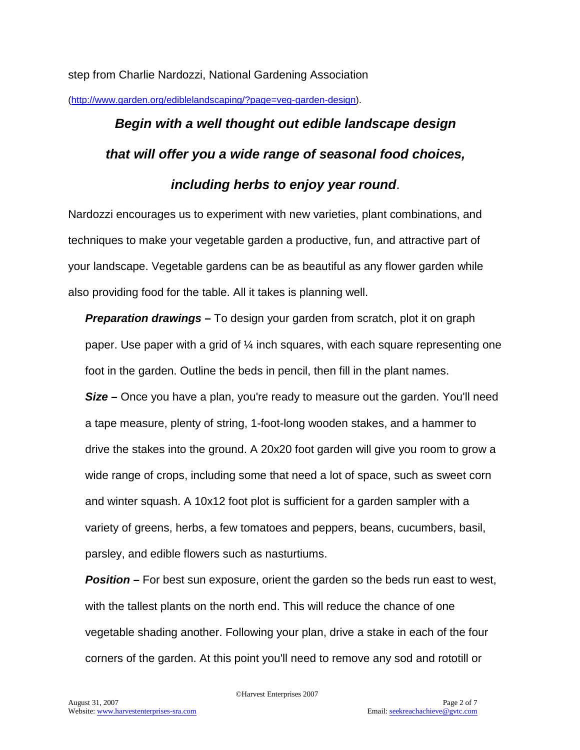step from Charlie Nardozzi, National Gardening Association

(http://www.garden.org/ediblelandscaping/?page=veg-garden-design).

***Begin with a well thought out edible landscape design that will offer you a wide range of seasonal food choices, including herbs to enjoy year round*.**

Nardozzi encourages us to experiment with new varieties, plant combinations, and techniques to make your vegetable garden a productive, fun, and attractive part of your landscape. Vegetable gardens can be as beautiful as any flower garden while also providing food for the table. All it takes is planning well.

***Preparation drawings* –** To design your garden from scratch, plot it on graph paper. Use paper with a grid of ¼ inch squares, with each square representing one foot in the garden. Outline the beds in pencil, then fill in the plant names.

***Size* –** Once you have a plan, you're ready to measure out the garden. You'll need a tape measure, plenty of string, 1-foot-long wooden stakes, and a hammer to drive the stakes into the ground. A 20x20 foot garden will give you room to grow a wide range of crops, including some that need a lot of space, such as sweet corn and winter squash. A 10x12 foot plot is sufficient for a garden sampler with a variety of greens, herbs, a few tomatoes and peppers, beans, cucumbers, basil, parsley, and edible flowers such as nasturtiums.

***Position* –** For best sun exposure, orient the garden so the beds run east to west, with the tallest plants on the north end. This will reduce the chance of one vegetable shading another. Following your plan, drive a stake in each of the four corners of the garden. At this point you'll need to remove any sod and rototill or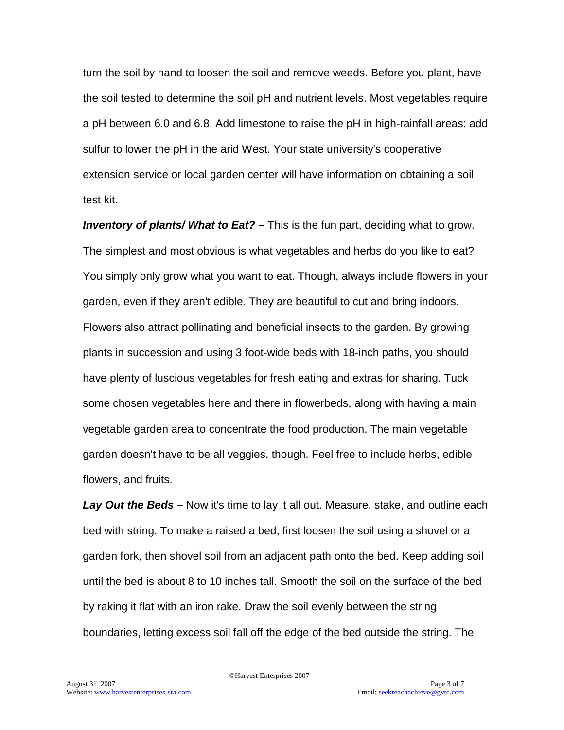turn the soil by hand to loosen the soil and remove weeds. Before you plant, have the soil tested to determine the soil pH and nutrient levels. Most vegetables require a pH between 6.0 and 6.8. Add limestone to raise the pH in high-rainfall areas; add sulfur to lower the pH in the arid West. Your state university's cooperative extension service or local garden center will have information on obtaining a soil test kit.

***Inventory of plants/ What to Eat? –*** This is the fun part, deciding what to grow. The simplest and most obvious is what vegetables and herbs do you like to eat? You simply only grow what you want to eat. Though, always include flowers in your garden, even if they aren't edible. They are beautiful to cut and bring indoors. Flowers also attract pollinating and beneficial insects to the garden. By growing plants in succession and using 3 foot-wide beds with 18-inch paths, you should have plenty of luscious vegetables for fresh eating and extras for sharing. Tuck some chosen vegetables here and there in flowerbeds, along with having a main vegetable garden area to concentrate the food production. The main vegetable garden doesn't have to be all veggies, though. Feel free to include herbs, edible flowers, and fruits.

***Lay Out the Beds –*** Now it's time to lay it all out. Measure, stake, and outline each bed with string. To make a raised a bed, first loosen the soil using a shovel or a garden fork, then shovel soil from an adjacent path onto the bed. Keep adding soil until the bed is about 8 to 10 inches tall. Smooth the soil on the surface of the bed by raking it flat with an iron rake. Draw the soil evenly between the string boundaries, letting excess soil fall off the edge of the bed outside the string. The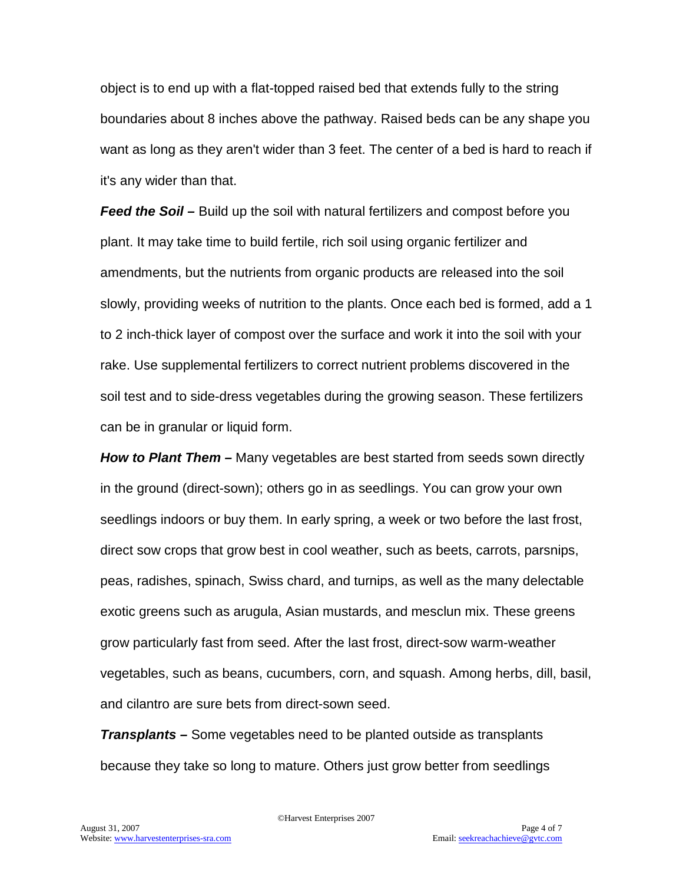object is to end up with a flat-topped raised bed that extends fully to the string boundaries about 8 inches above the pathway. Raised beds can be any shape you want as long as they aren't wider than 3 feet. The center of a bed is hard to reach if it's any wider than that.

***Feed the Soil –*** Build up the soil with natural fertilizers and compost before you plant. It may take time to build fertile, rich soil using organic fertilizer and amendments, but the nutrients from organic products are released into the soil slowly, providing weeks of nutrition to the plants. Once each bed is formed, add a 1 to 2 inch-thick layer of compost over the surface and work it into the soil with your rake. Use supplemental fertilizers to correct nutrient problems discovered in the soil test and to side-dress vegetables during the growing season. These fertilizers can be in granular or liquid form.

***How to Plant Them –*** Many vegetables are best started from seeds sown directly in the ground (direct-sown); others go in as seedlings. You can grow your own seedlings indoors or buy them. In early spring, a week or two before the last frost, direct sow crops that grow best in cool weather, such as beets, carrots, parsnips, peas, radishes, spinach, Swiss chard, and turnips, as well as the many delectable exotic greens such as arugula, Asian mustards, and mesclun mix. These greens grow particularly fast from seed. After the last frost, direct-sow warm-weather vegetables, such as beans, cucumbers, corn, and squash. Among herbs, dill, basil, and cilantro are sure bets from direct-sown seed.

***Transplants –*** Some vegetables need to be planted outside as transplants because they take so long to mature. Others just grow better from seedlings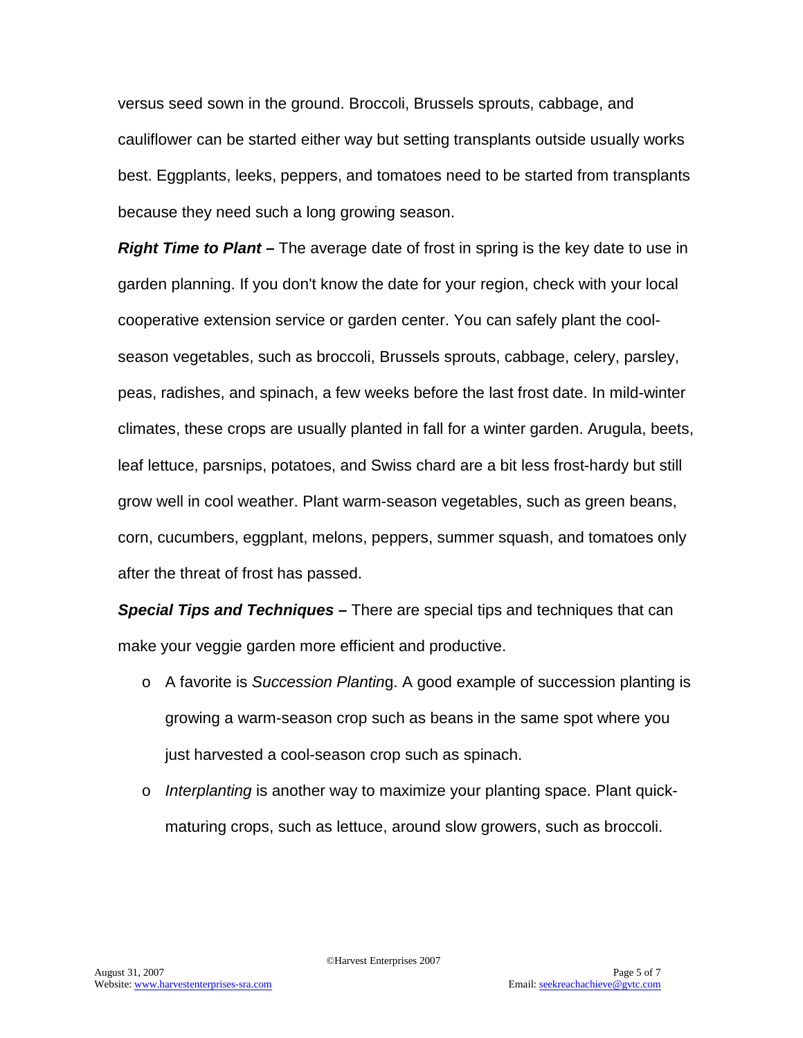versus seed sown in the ground. Broccoli, Brussels sprouts, cabbage, and cauliflower can be started either way but setting transplants outside usually works best. Eggplants, leeks, peppers, and tomatoes need to be started from transplants because they need such a long growing season.

***Right Time to Plant –*** The average date of frost in spring is the key date to use in garden planning. If you don't know the date for your region, check with your local cooperative extension service or garden center. You can safely plant the cool-season vegetables, such as broccoli, Brussels sprouts, cabbage, celery, parsley, peas, radishes, and spinach, a few weeks before the last frost date. In mild-winter climates, these crops are usually planted in fall for a winter garden. Arugula, beets, leaf lettuce, parsnips, potatoes, and Swiss chard are a bit less frost-hardy but still grow well in cool weather. Plant warm-season vegetables, such as green beans, corn, cucumbers, eggplant, melons, peppers, summer squash, and tomatoes only after the threat of frost has passed.

***Special Tips and Techniques –*** There are special tips and techniques that can make your veggie garden more efficient and productive.

- A favorite is *Succession Plantin*g. A good example of succession planting is growing a warm-season crop such as beans in the same spot where you just harvested a cool-season crop such as spinach.
- *Interplanting* is another way to maximize your planting space. Plant quick-maturing crops, such as lettuce, around slow growers, such as broccoli.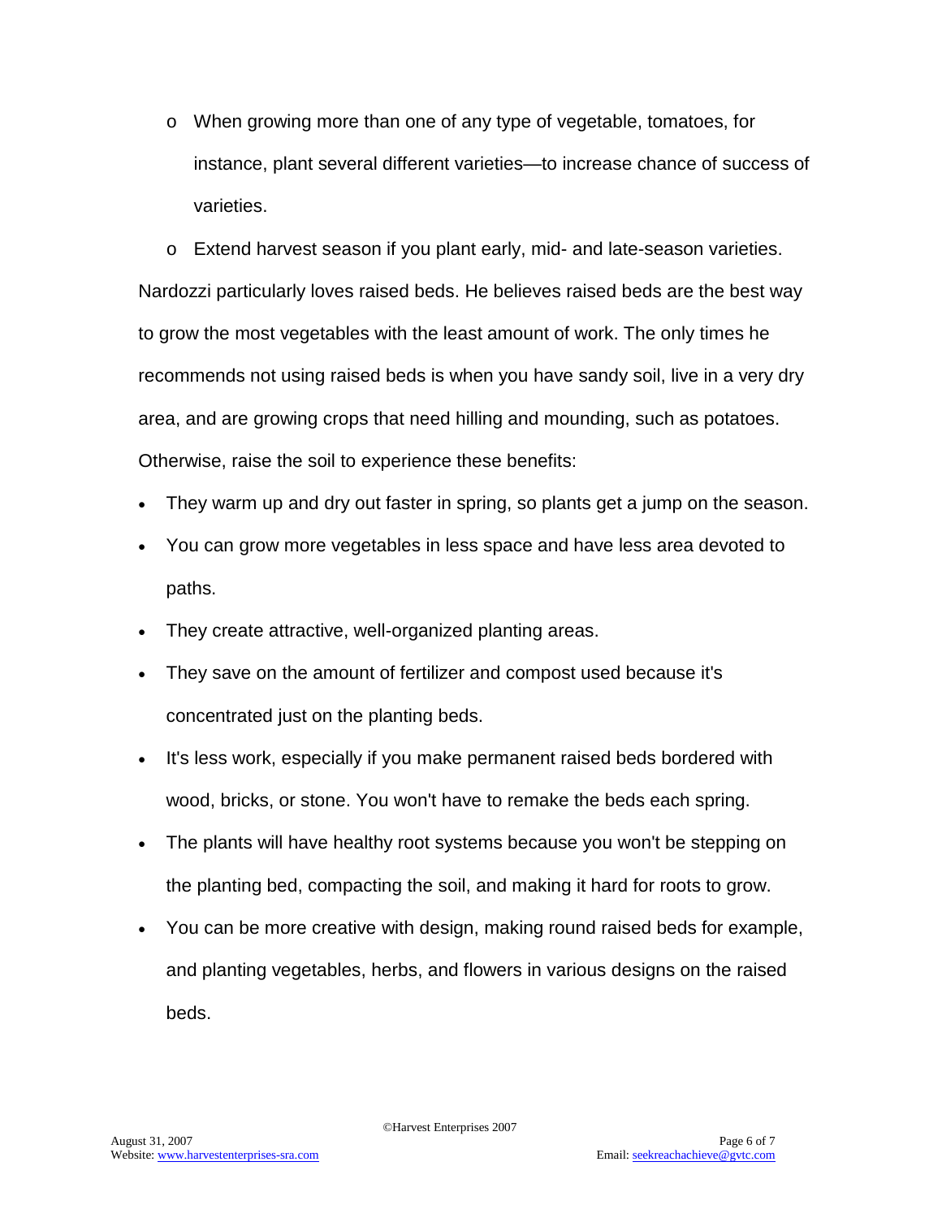- When growing more than one of any type of vegetable, tomatoes, for instance, plant several different varieties—to increase chance of success of varieties.
  - Extend harvest season if you plant early, mid- and late-season varieties.

Nardozzi particularly loves raised beds. He believes raised beds are the best way to grow the most vegetables with the least amount of work. The only times he recommends not using raised beds is when you have sandy soil, live in a very dry area, and are growing crops that need hilling and mounding, such as potatoes. Otherwise, raise the soil to experience these benefits:

- They warm up and dry out faster in spring, so plants get a jump on the season.
- You can grow more vegetables in less space and have less area devoted to paths.
- They create attractive, well-organized planting areas.
- They save on the amount of fertilizer and compost used because it's concentrated just on the planting beds.
- It's less work, especially if you make permanent raised beds bordered with wood, bricks, or stone. You won't have to remake the beds each spring.
- The plants will have healthy root systems because you won't be stepping on the planting bed, compacting the soil, and making it hard for roots to grow.
- You can be more creative with design, making round raised beds for example, and planting vegetables, herbs, and flowers in various designs on the raised beds.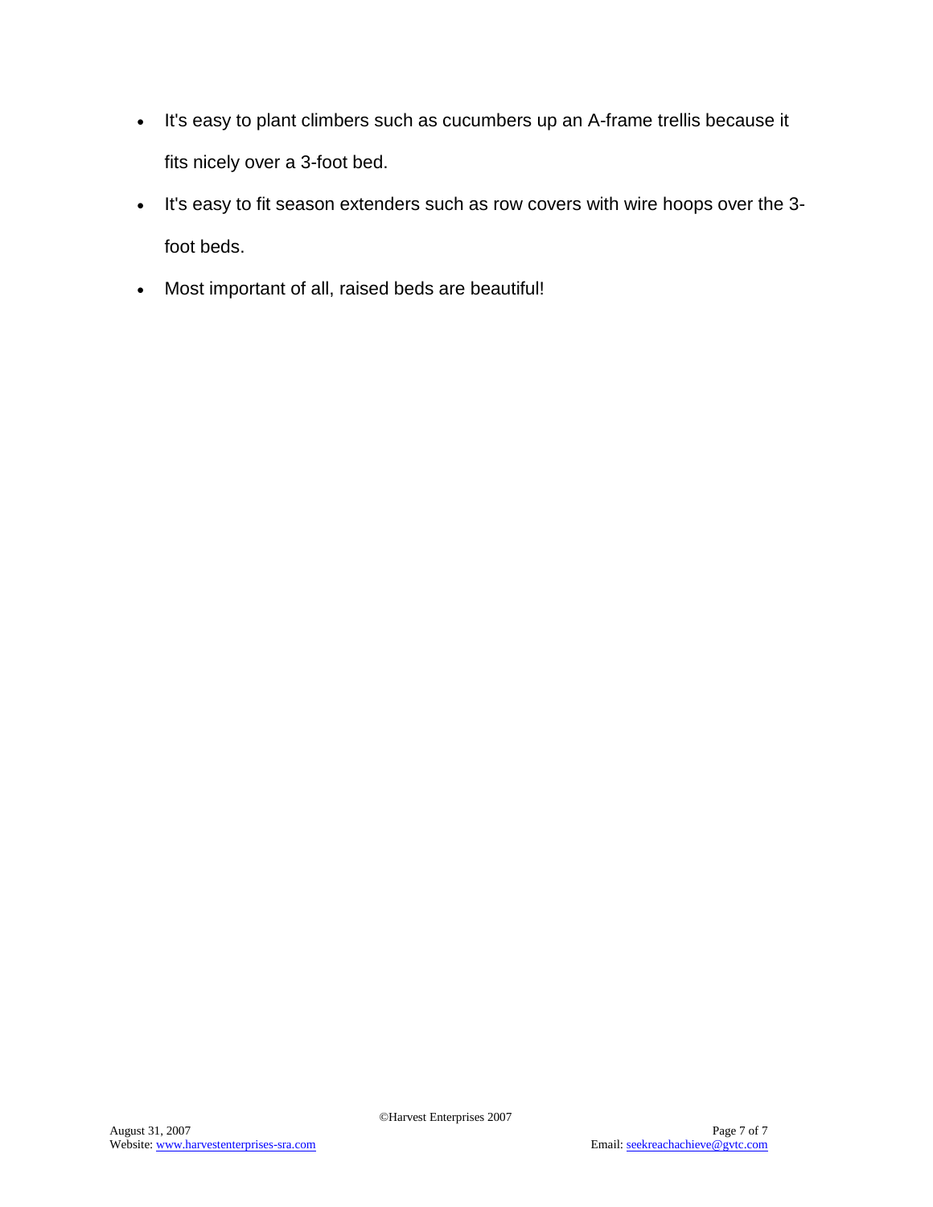- It's easy to plant climbers such as cucumbers up an A-frame trellis because it fits nicely over a 3-foot bed.
- It's easy to fit season extenders such as row covers with wire hoops over the 3-foot beds.
- Most important of all, raised beds are beautiful!